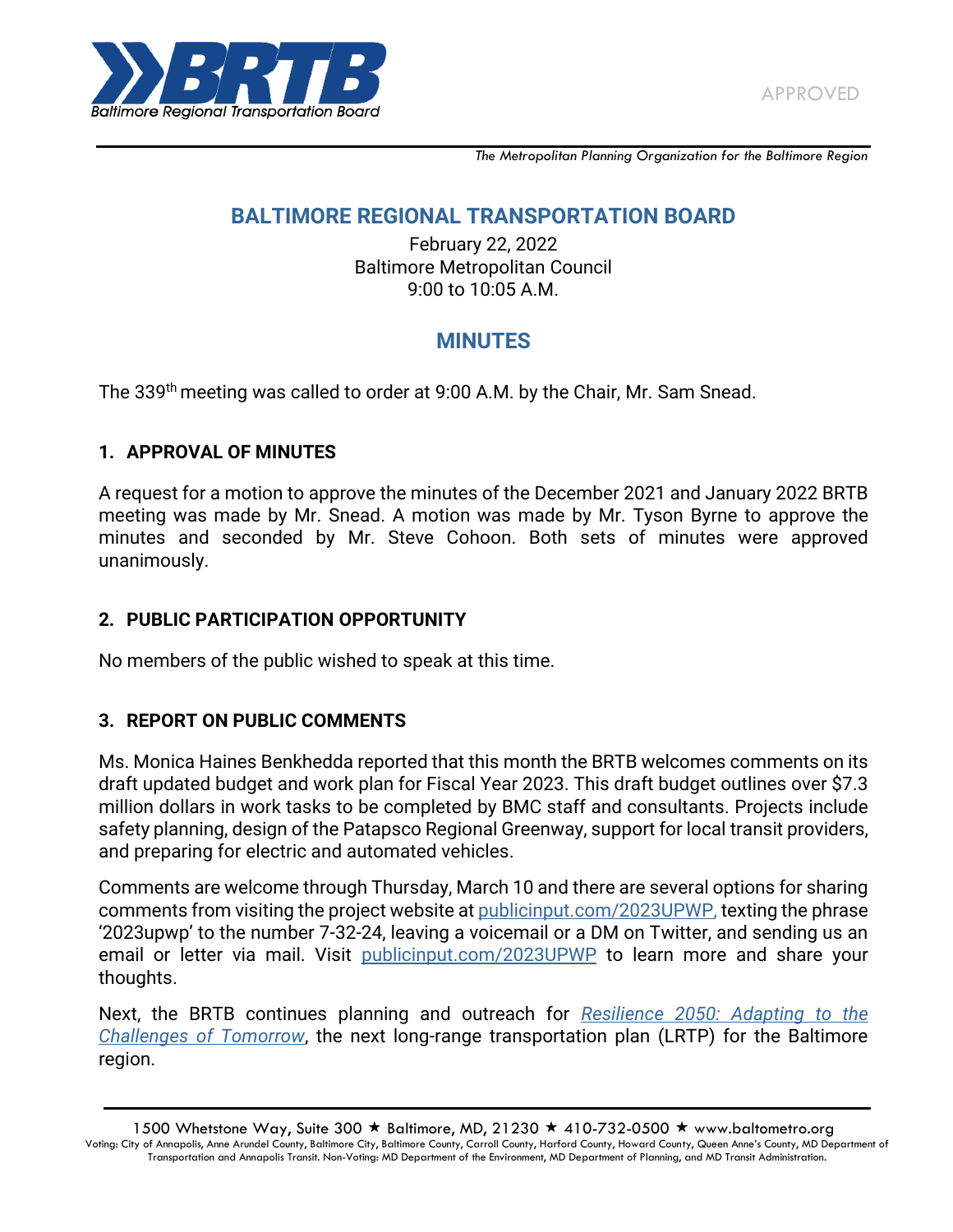APPROVED

*The Metropolitan Planning Organization for the Baltimore Region*

# BALTIMORE REGIONAL TRANSPORTATION BOARD

February 22, 2022
Baltimore Metropolitan Council
9:00 to 10:05 A.M.

## MINUTES

The 339th meeting was called to order at 9:00 A.M. by the Chair, Mr. Sam Snead.

### 1. APPROVAL OF MINUTES

A request for a motion to approve the minutes of the December 2021 and January 2022 BRTB meeting was made by Mr. Snead. A motion was made by Mr. Tyson Byrne to approve the minutes and seconded by Mr. Steve Cohoon. Both sets of minutes were approved unanimously.

### 2. PUBLIC PARTICIPATION OPPORTUNITY

No members of the public wished to speak at this time.

### 3. REPORT ON PUBLIC COMMENTS

Ms. Monica Haines Benkhedda reported that this month the BRTB welcomes comments on its draft updated budget and work plan for Fiscal Year 2023. This draft budget outlines over $7.3 million dollars in work tasks to be completed by BMC staff and consultants. Projects include safety planning, design of the Patapsco Regional Greenway, support for local transit providers, and preparing for electric and automated vehicles.

Comments are welcome through Thursday, March 10 and there are several options for sharing comments from visiting the project website at publicinput.com/2023UPWP, texting the phrase '2023upwp' to the number 7-32-24, leaving a voicemail or a DM on Twitter, and sending us an email or letter via mail. Visit publicinput.com/2023UPWP to learn more and share your thoughts.

Next, the BRTB continues planning and outreach for *Resilience 2050: Adapting to the Challenges of Tomorrow*, the next long-range transportation plan (LRTP) for the Baltimore region.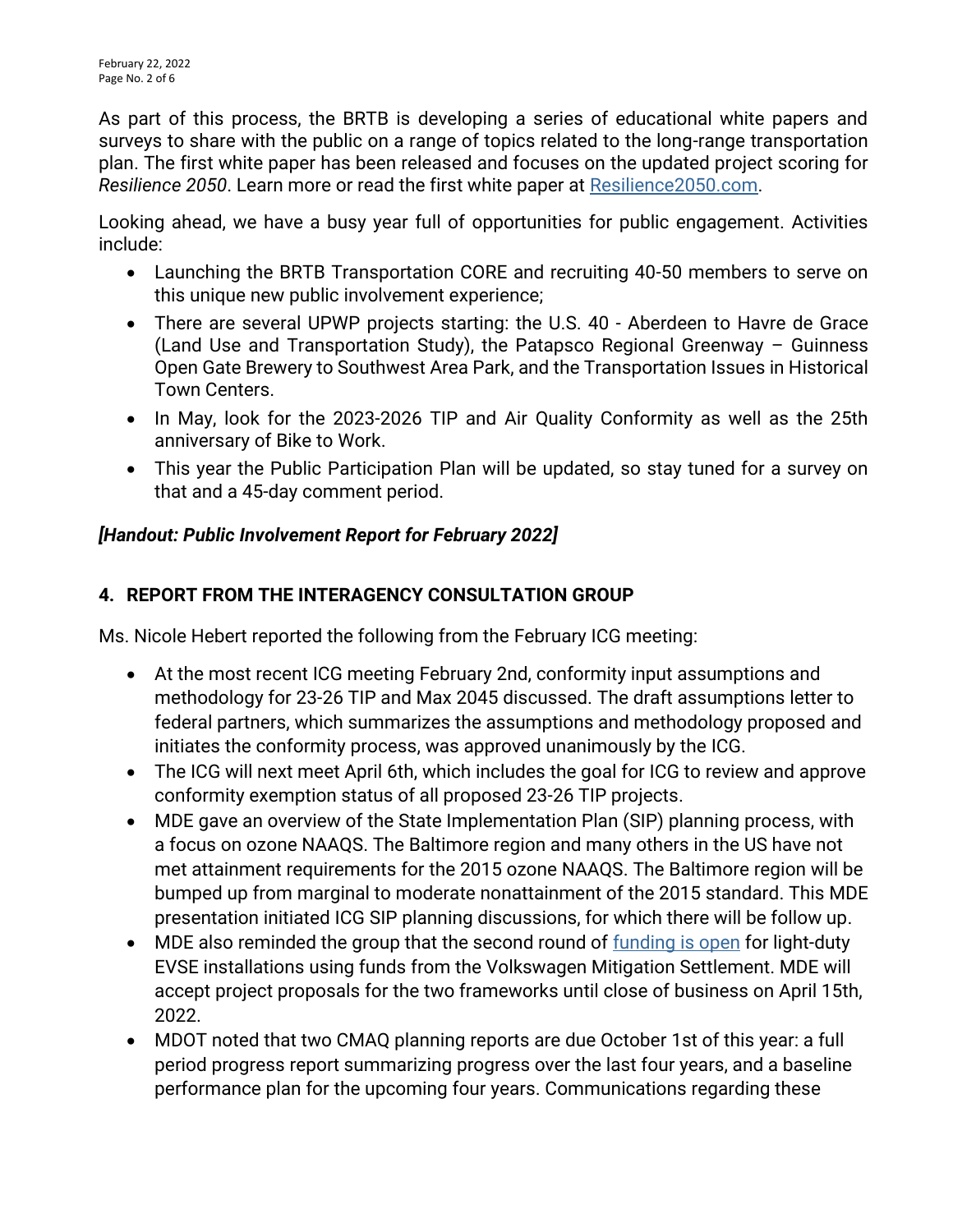As part of this process, the BRTB is developing a series of educational white papers and surveys to share with the public on a range of topics related to the long-range transportation plan. The first white paper has been released and focuses on the updated project scoring for *Resilience 2050*. Learn more or read the first white paper at [Resilience2050.com](Resilience2050.com).

Looking ahead, we have a busy year full of opportunities for public engagement. Activities include:

- Launching the BRTB Transportation CORE and recruiting 40-50 members to serve on this unique new public involvement experience;
- There are several UPWP projects starting: the U.S. 40 - Aberdeen to Havre de Grace (Land Use and Transportation Study), the Patapsco Regional Greenway – Guinness Open Gate Brewery to Southwest Area Park, and the Transportation Issues in Historical Town Centers.
- In May, look for the 2023-2026 TIP and Air Quality Conformity as well as the 25th anniversary of Bike to Work.
- This year the Public Participation Plan will be updated, so stay tuned for a survey on that and a 45-day comment period.

***[Handout: Public Involvement Report for February 2022]***

## 4. REPORT FROM THE INTERAGENCY CONSULTATION GROUP

Ms. Nicole Hebert reported the following from the February ICG meeting:

- At the most recent ICG meeting February 2nd, conformity input assumptions and methodology for 23-26 TIP and Max 2045 discussed. The draft assumptions letter to federal partners, which summarizes the assumptions and methodology proposed and initiates the conformity process, was approved unanimously by the ICG.
- The ICG will next meet April 6th, which includes the goal for ICG to review and approve conformity exemption status of all proposed 23-26 TIP projects.
- MDE gave an overview of the State Implementation Plan (SIP) planning process, with a focus on ozone NAAQS. The Baltimore region and many others in the US have not met attainment requirements for the 2015 ozone NAAQS. The Baltimore region will be bumped up from marginal to moderate nonattainment of the 2015 standard. This MDE presentation initiated ICG SIP planning discussions, for which there will be follow up.
- MDE also reminded the group that the second round of funding is open for light-duty EVSE installations using funds from the Volkswagen Mitigation Settlement. MDE will accept project proposals for the two frameworks until close of business on April 15th, 2022.
- MDOT noted that two CMAQ planning reports are due October 1st of this year: a full period progress report summarizing progress over the last four years, and a baseline performance plan for the upcoming four years. Communications regarding these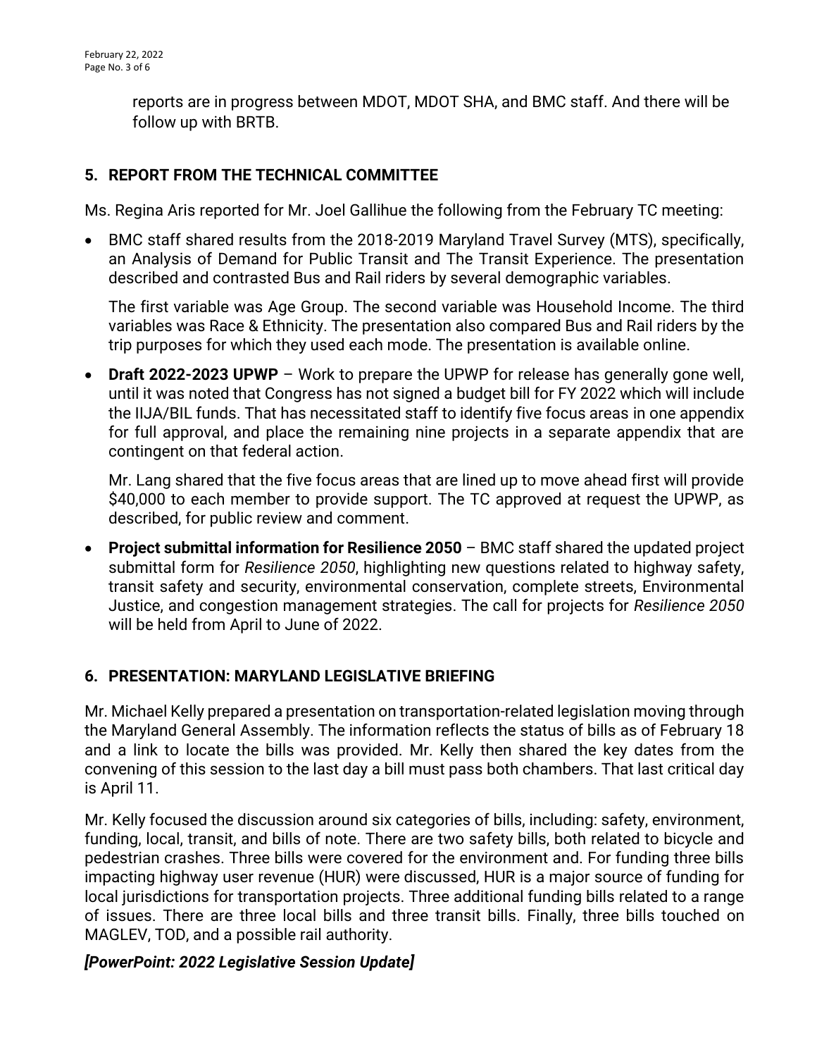reports are in progress between MDOT, MDOT SHA, and BMC staff. And there will be follow up with BRTB.

## 5. REPORT FROM THE TECHNICAL COMMITTEE

Ms. Regina Aris reported for Mr. Joel Gallihue the following from the February TC meeting:

- BMC staff shared results from the 2018-2019 Maryland Travel Survey (MTS), specifically, an Analysis of Demand for Public Transit and The Transit Experience. The presentation described and contrasted Bus and Rail riders by several demographic variables.

  The first variable was Age Group. The second variable was Household Income. The third variables was Race & Ethnicity. The presentation also compared Bus and Rail riders by the trip purposes for which they used each mode. The presentation is available online.

- **Draft 2022-2023 UPWP** – Work to prepare the UPWP for release has generally gone well, until it was noted that Congress has not signed a budget bill for FY 2022 which will include the IIJA/BIL funds. That has necessitated staff to identify five focus areas in one appendix for full approval, and place the remaining nine projects in a separate appendix that are contingent on that federal action.

  Mr. Lang shared that the five focus areas that are lined up to move ahead first will provide $40,000 to each member to provide support. The TC approved at request the UPWP, as described, for public review and comment.

- **Project submittal information for Resilience 2050** – BMC staff shared the updated project submittal form for *Resilience 2050*, highlighting new questions related to highway safety, transit safety and security, environmental conservation, complete streets, Environmental Justice, and congestion management strategies. The call for projects for *Resilience 2050* will be held from April to June of 2022.

## 6. PRESENTATION: MARYLAND LEGISLATIVE BRIEFING

Mr. Michael Kelly prepared a presentation on transportation-related legislation moving through the Maryland General Assembly. The information reflects the status of bills as of February 18 and a link to locate the bills was provided. Mr. Kelly then shared the key dates from the convening of this session to the last day a bill must pass both chambers. That last critical day is April 11.

Mr. Kelly focused the discussion around six categories of bills, including: safety, environment, funding, local, transit, and bills of note. There are two safety bills, both related to bicycle and pedestrian crashes. Three bills were covered for the environment and. For funding three bills impacting highway user revenue (HUR) were discussed, HUR is a major source of funding for local jurisdictions for transportation projects. Three additional funding bills related to a range of issues. There are three local bills and three transit bills. Finally, three bills touched on MAGLEV, TOD, and a possible rail authority.

***[PowerPoint: 2022 Legislative Session Update]***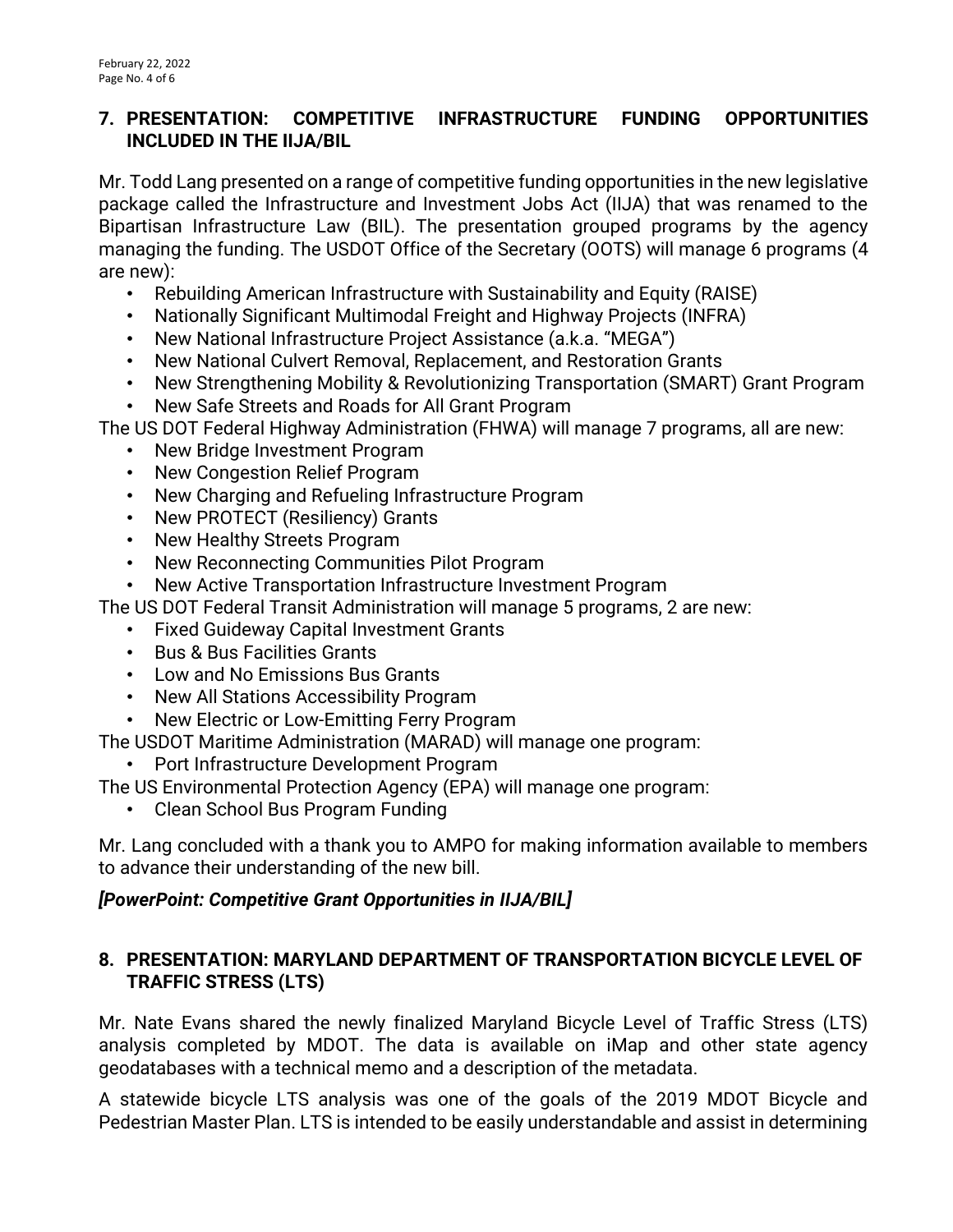## 7. PRESENTATION: COMPETITIVE INFRASTRUCTURE FUNDING OPPORTUNITIES INCLUDED IN THE IIJA/BIL

Mr. Todd Lang presented on a range of competitive funding opportunities in the new legislative package called the Infrastructure and Investment Jobs Act (IIJA) that was renamed to the Bipartisan Infrastructure Law (BIL). The presentation grouped programs by the agency managing the funding. The USDOT Office of the Secretary (OOTS) will manage 6 programs (4 are new):

- Rebuilding American Infrastructure with Sustainability and Equity (RAISE)
- Nationally Significant Multimodal Freight and Highway Projects (INFRA)
- New National Infrastructure Project Assistance (a.k.a. "MEGA")
- New National Culvert Removal, Replacement, and Restoration Grants
- New Strengthening Mobility & Revolutionizing Transportation (SMART) Grant Program
- New Safe Streets and Roads for All Grant Program

The US DOT Federal Highway Administration (FHWA) will manage 7 programs, all are new:

- New Bridge Investment Program
- New Congestion Relief Program
- New Charging and Refueling Infrastructure Program
- New PROTECT (Resiliency) Grants
- New Healthy Streets Program
- New Reconnecting Communities Pilot Program
- New Active Transportation Infrastructure Investment Program

The US DOT Federal Transit Administration will manage 5 programs, 2 are new:

- Fixed Guideway Capital Investment Grants
- Bus & Bus Facilities Grants
- Low and No Emissions Bus Grants
- New All Stations Accessibility Program
- New Electric or Low-Emitting Ferry Program

The USDOT Maritime Administration (MARAD) will manage one program:

- Port Infrastructure Development Program

The US Environmental Protection Agency (EPA) will manage one program:

- Clean School Bus Program Funding

Mr. Lang concluded with a thank you to AMPO for making information available to members to advance their understanding of the new bill.

***[PowerPoint: Competitive Grant Opportunities in IIJA/BIL]***

## 8. PRESENTATION: MARYLAND DEPARTMENT OF TRANSPORTATION BICYCLE LEVEL OF TRAFFIC STRESS (LTS)

Mr. Nate Evans shared the newly finalized Maryland Bicycle Level of Traffic Stress (LTS) analysis completed by MDOT. The data is available on iMap and other state agency geodatabases with a technical memo and a description of the metadata.

A statewide bicycle LTS analysis was one of the goals of the 2019 MDOT Bicycle and Pedestrian Master Plan. LTS is intended to be easily understandable and assist in determining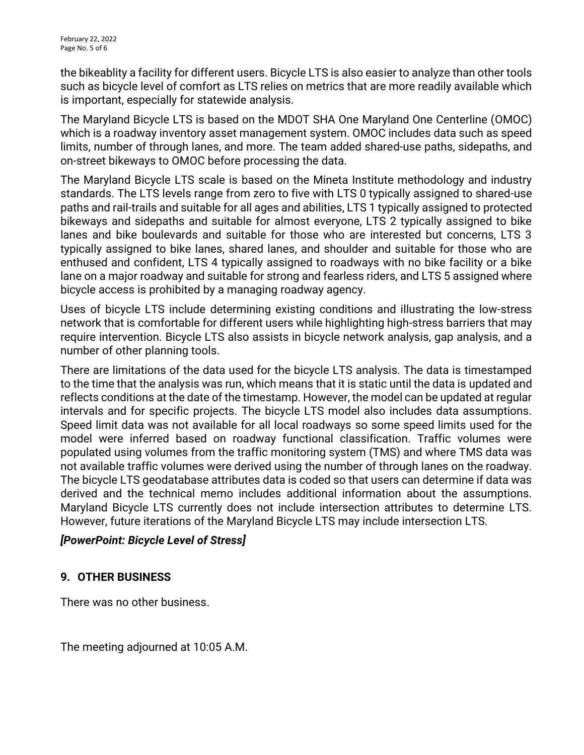the bikeablity a facility for different users. Bicycle LTS is also easier to analyze than other tools such as bicycle level of comfort as LTS relies on metrics that are more readily available which is important, especially for statewide analysis.

The Maryland Bicycle LTS is based on the MDOT SHA One Maryland One Centerline (OMOC) which is a roadway inventory asset management system. OMOC includes data such as speed limits, number of through lanes, and more. The team added shared-use paths, sidepaths, and on-street bikeways to OMOC before processing the data.

The Maryland Bicycle LTS scale is based on the Mineta Institute methodology and industry standards. The LTS levels range from zero to five with LTS 0 typically assigned to shared-use paths and rail-trails and suitable for all ages and abilities, LTS 1 typically assigned to protected bikeways and sidepaths and suitable for almost everyone, LTS 2 typically assigned to bike lanes and bike boulevards and suitable for those who are interested but concerns, LTS 3 typically assigned to bike lanes, shared lanes, and shoulder and suitable for those who are enthused and confident, LTS 4 typically assigned to roadways with no bike facility or a bike lane on a major roadway and suitable for strong and fearless riders, and LTS 5 assigned where bicycle access is prohibited by a managing roadway agency.

Uses of bicycle LTS include determining existing conditions and illustrating the low-stress network that is comfortable for different users while highlighting high-stress barriers that may require intervention. Bicycle LTS also assists in bicycle network analysis, gap analysis, and a number of other planning tools.

There are limitations of the data used for the bicycle LTS analysis. The data is timestamped to the time that the analysis was run, which means that it is static until the data is updated and reflects conditions at the date of the timestamp. However, the model can be updated at regular intervals and for specific projects. The bicycle LTS model also includes data assumptions. Speed limit data was not available for all local roadways so some speed limits used for the model were inferred based on roadway functional classification. Traffic volumes were populated using volumes from the traffic monitoring system (TMS) and where TMS data was not available traffic volumes were derived using the number of through lanes on the roadway. The bicycle LTS geodatabase attributes data is coded so that users can determine if data was derived and the technical memo includes additional information about the assumptions. Maryland Bicycle LTS currently does not include intersection attributes to determine LTS. However, future iterations of the Maryland Bicycle LTS may include intersection LTS.

***[PowerPoint: Bicycle Level of Stress]***

## 9. OTHER BUSINESS

There was no other business.

The meeting adjourned at 10:05 A.M.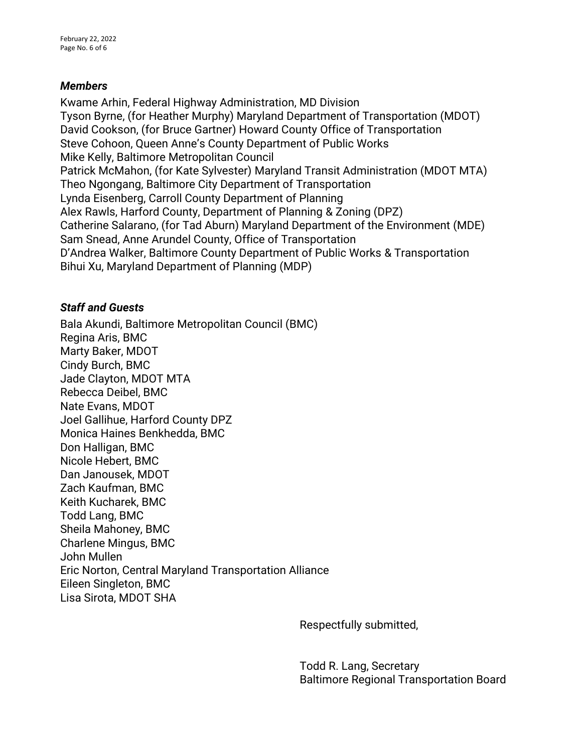### *Members*

Kwame Arhin, Federal Highway Administration, MD Division
Tyson Byrne, (for Heather Murphy) Maryland Department of Transportation (MDOT)
David Cookson, (for Bruce Gartner) Howard County Office of Transportation
Steve Cohoon, Queen Anne's County Department of Public Works
Mike Kelly, Baltimore Metropolitan Council
Patrick McMahon, (for Kate Sylvester) Maryland Transit Administration (MDOT MTA)
Theo Ngongang, Baltimore City Department of Transportation
Lynda Eisenberg, Carroll County Department of Planning
Alex Rawls, Harford County, Department of Planning & Zoning (DPZ)
Catherine Salarano, (for Tad Aburn) Maryland Department of the Environment (MDE)
Sam Snead, Anne Arundel County, Office of Transportation
D'Andrea Walker, Baltimore County Department of Public Works & Transportation
Bihui Xu, Maryland Department of Planning (MDP)

### *Staff and Guests*

Bala Akundi, Baltimore Metropolitan Council (BMC)
Regina Aris, BMC
Marty Baker, MDOT
Cindy Burch, BMC
Jade Clayton, MDOT MTA
Rebecca Deibel, BMC
Nate Evans, MDOT
Joel Gallihue, Harford County DPZ
Monica Haines Benkhedda, BMC
Don Halligan, BMC
Nicole Hebert, BMC
Dan Janousek, MDOT
Zach Kaufman, BMC
Keith Kucharek, BMC
Todd Lang, BMC
Sheila Mahoney, BMC
Charlene Mingus, BMC
John Mullen
Eric Norton, Central Maryland Transportation Alliance
Eileen Singleton, BMC
Lisa Sirota, MDOT SHA

Respectfully submitted,

Todd R. Lang, Secretary
Baltimore Regional Transportation Board